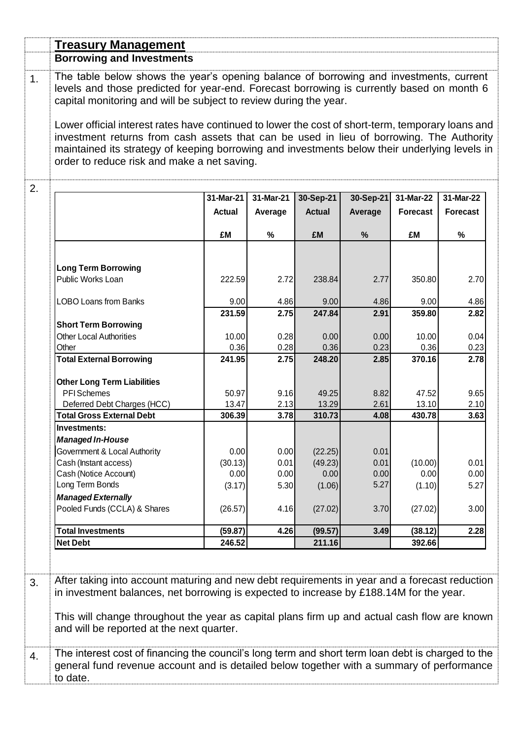## Treasury Management

### Borrowing and Investments

1. The table below shows the year's opening balance of borrowing and investments, current levels and those predicted for year-end. Forecast borrowing is currently based on month 6 capital monitoring and will be subject to review during the year.

   Lower official interest rates have continued to lower the cost of short-term, temporary loans and investment returns from cash assets that can be used in lieu of borrowing. The Authority maintained its strategy of keeping borrowing and investments below their underlying levels in order to reduce risk and make a net saving.

2.

| | 31-Mar-21 Actual £M | 31-Mar-21 Average % | 30-Sep-21 Actual £M | 30-Sep-21 Average % | 31-Mar-22 Forecast £M | 31-Mar-22 Forecast % |
|---|---|---|---|---|---|---|
| **Long Term Borrowing** | | | | | | |
| Public Works Loan | 222.59 | 2.72 | 238.84 | 2.77 | 350.80 | 2.70 |
| LOBO Loans from Banks | 9.00 | 4.86 | 9.00 | 4.86 | 9.00 | 4.86 |
| | **231.59** | **2.75** | **247.84** | **2.91** | **359.80** | **2.82** |
| **Short Term Borrowing** | | | | | | |
| Other Local Authorities | 10.00 | 0.28 | 0.00 | 0.00 | 10.00 | 0.04 |
| Other | 0.36 | 0.28 | 0.36 | 0.23 | 0.36 | 0.23 |
| **Total External Borrowing** | **241.95** | **2.75** | **248.20** | **2.85** | **370.16** | **2.78** |
| **Other Long Term Liabilities** | | | | | | |
| PFI Schemes | 50.97 | 9.16 | 49.25 | 8.82 | 47.52 | 9.65 |
| Deferred Debt Charges (HCC) | 13.47 | 2.13 | 13.29 | 2.61 | 13.10 | 2.10 |
| **Total Gross External Debt** | **306.39** | **3.78** | **310.73** | **4.08** | **430.78** | **3.63** |
| **Investments:** | | | | | | |
| ***Managed In-House*** | | | | | | |
| Government & Local Authority | 0.00 | 0.00 | (22.25) | 0.01 | | |
| Cash (Instant access) | (30.13) | 0.01 | (49.23) | 0.01 | (10.00) | 0.01 |
| Cash (Notice Account) | 0.00 | 0.00 | 0.00 | 0.00 | 0.00 | 0.00 |
| Long Term Bonds | (3.17) | 5.30 | (1.06) | 5.27 | (1.10) | 5.27 |
| ***Managed Externally*** | | | | | | |
| Pooled Funds (CCLA) & Shares | (26.57) | 4.16 | (27.02) | 3.70 | (27.02) | 3.00 |
| **Total Investments** | **(59.87)** | **4.26** | **(99.57)** | **3.49** | **(38.12)** | **2.28** |
| **Net Debt** | **246.52** | | **211.16** | | **392.66** | |

3. After taking into account maturing and new debt requirements in year and a forecast reduction in investment balances, net borrowing is expected to increase by £188.14M for the year.

   This will change throughout the year as capital plans firm up and actual cash flow are known and will be reported at the next quarter.

4. The interest cost of financing the council's long term and short term loan debt is charged to the general fund revenue account and is detailed below together with a summary of performance to date.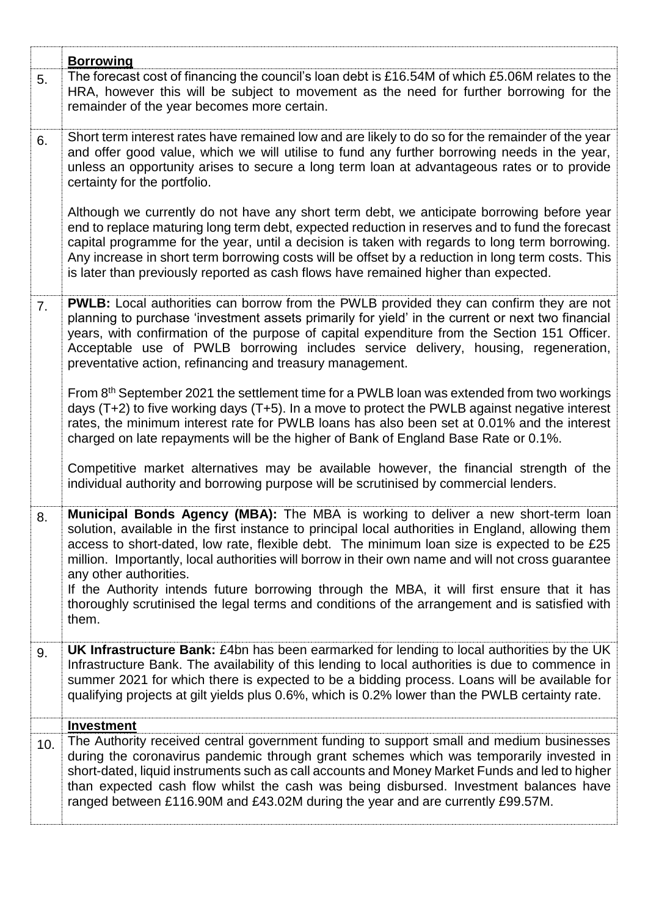| | |
|---|---|
| | **Borrowing** |
| 5. | The forecast cost of financing the council's loan debt is £16.54M of which £5.06M relates to the HRA, however this will be subject to movement as the need for further borrowing for the remainder of the year becomes more certain. |
| 6. | Short term interest rates have remained low and are likely to do so for the remainder of the year and offer good value, which we will utilise to fund any further borrowing needs in the year, unless an opportunity arises to secure a long term loan at advantageous rates or to provide certainty for the portfolio.<br><br>Although we currently do not have any short term debt, we anticipate borrowing before year end to replace maturing long term debt, expected reduction in reserves and to fund the forecast capital programme for the year, until a decision is taken with regards to long term borrowing. Any increase in short term borrowing costs will be offset by a reduction in long term costs. This is later than previously reported as cash flows have remained higher than expected. |
| 7. | **PWLB:** Local authorities can borrow from the PWLB provided they can confirm they are not planning to purchase 'investment assets primarily for yield' in the current or next two financial years, with confirmation of the purpose of capital expenditure from the Section 151 Officer. Acceptable use of PWLB borrowing includes service delivery, housing, regeneration, preventative action, refinancing and treasury management.<br><br>From 8th September 2021 the settlement time for a PWLB loan was extended from two workings days (T+2) to five working days (T+5). In a move to protect the PWLB against negative interest rates, the minimum interest rate for PWLB loans has also been set at 0.01% and the interest charged on late repayments will be the higher of Bank of England Base Rate or 0.1%.<br><br>Competitive market alternatives may be available however, the financial strength of the individual authority and borrowing purpose will be scrutinised by commercial lenders. |
| 8. | **Municipal Bonds Agency (MBA):** The MBA is working to deliver a new short-term loan solution, available in the first instance to principal local authorities in England, allowing them access to short-dated, low rate, flexible debt. The minimum loan size is expected to be £25 million. Importantly, local authorities will borrow in their own name and will not cross guarantee any other authorities.<br>If the Authority intends future borrowing through the MBA, it will first ensure that it has thoroughly scrutinised the legal terms and conditions of the arrangement and is satisfied with them. |
| 9. | **UK Infrastructure Bank:** £4bn has been earmarked for lending to local authorities by the UK Infrastructure Bank. The availability of this lending to local authorities is due to commence in summer 2021 for which there is expected to be a bidding process. Loans will be available for qualifying projects at gilt yields plus 0.6%, which is 0.2% lower than the PWLB certainty rate. |
| | **Investment** |
| 10. | The Authority received central government funding to support small and medium businesses during the coronavirus pandemic through grant schemes which was temporarily invested in short-dated, liquid instruments such as call accounts and Money Market Funds and led to higher than expected cash flow whilst the cash was being disbursed. Investment balances have ranged between £116.90M and £43.02M during the year and are currently £99.57M. |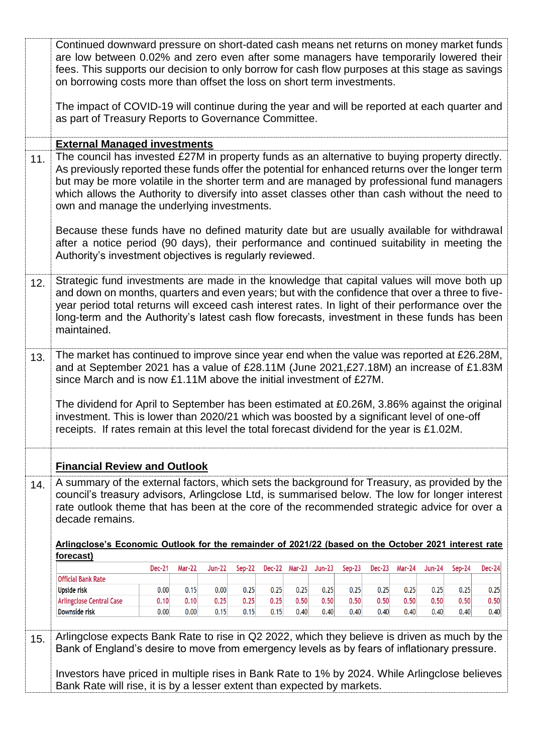Continued downward pressure on short-dated cash means net returns on money market funds are low between 0.02% and zero even after some managers have temporarily lowered their fees. This supports our decision to only borrow for cash flow purposes at this stage as savings on borrowing costs more than offset the loss on short term investments.

The impact of COVID-19 will continue during the year and will be reported at each quarter and as part of Treasury Reports to Governance Committee.

**External Managed investments**

11. The council has invested £27M in property funds as an alternative to buying property directly. As previously reported these funds offer the potential for enhanced returns over the longer term but may be more volatile in the shorter term and are managed by professional fund managers which allows the Authority to diversify into asset classes other than cash without the need to own and manage the underlying investments.

    Because these funds have no defined maturity date but are usually available for withdrawal after a notice period (90 days), their performance and continued suitability in meeting the Authority's investment objectives is regularly reviewed.

12. Strategic fund investments are made in the knowledge that capital values will move both up and down on months, quarters and even years; but with the confidence that over a three to five-year period total returns will exceed cash interest rates. In light of their performance over the long-term and the Authority's latest cash flow forecasts, investment in these funds has been maintained.

13. The market has continued to improve since year end when the value was reported at £26.28M, and at September 2021 has a value of £28.11M (June 2021,£27.18M) an increase of £1.83M since March and is now £1.11M above the initial investment of £27M.

    The dividend for April to September has been estimated at £0.26M, 3.86% against the original investment. This is lower than 2020/21 which was boosted by a significant level of one-off receipts. If rates remain at this level the total forecast dividend for the year is £1.02M.

**Financial Review and Outlook**

14. A summary of the external factors, which sets the background for Treasury, as provided by the council's treasury advisors, Arlingclose Ltd, is summarised below. The low for longer interest rate outlook theme that has been at the core of the recommended strategic advice for over a decade remains.

    **Arlingclose's Economic Outlook for the remainder of 2021/22 (based on the October 2021 interest rate forecast)**

| | Dec-21 | Mar-22 | Jun-22 | Sep-22 | Dec-22 | Mar-23 | Jun-23 | Sep-23 | Dec-23 | Mar-24 | Jun-24 | Sep-24 | Dec-24 |
|---|---|---|---|---|---|---|---|---|---|---|---|---|---|
| Official Bank Rate | | | | | | | | | | | | | |
| Upside risk | 0.00 | 0.15 | 0.00 | 0.25 | 0.25 | 0.25 | 0.25 | 0.25 | 0.25 | 0.25 | 0.25 | 0.25 | 0.25 |
| Arlingclose Central Case | 0.10 | 0.10 | 0.25 | 0.25 | 0.25 | 0.50 | 0.50 | 0.50 | 0.50 | 0.50 | 0.50 | 0.50 | 0.50 |
| Downside risk | 0.00 | 0.00 | 0.15 | 0.15 | 0.15 | 0.40 | 0.40 | 0.40 | 0.40 | 0.40 | 0.40 | 0.40 | 0.40 |

15. Arlingclose expects Bank Rate to rise in Q2 2022, which they believe is driven as much by the Bank of England's desire to move from emergency levels as by fears of inflationary pressure.

    Investors have priced in multiple rises in Bank Rate to 1% by 2024. While Arlingclose believes Bank Rate will rise, it is by a lesser extent than expected by markets.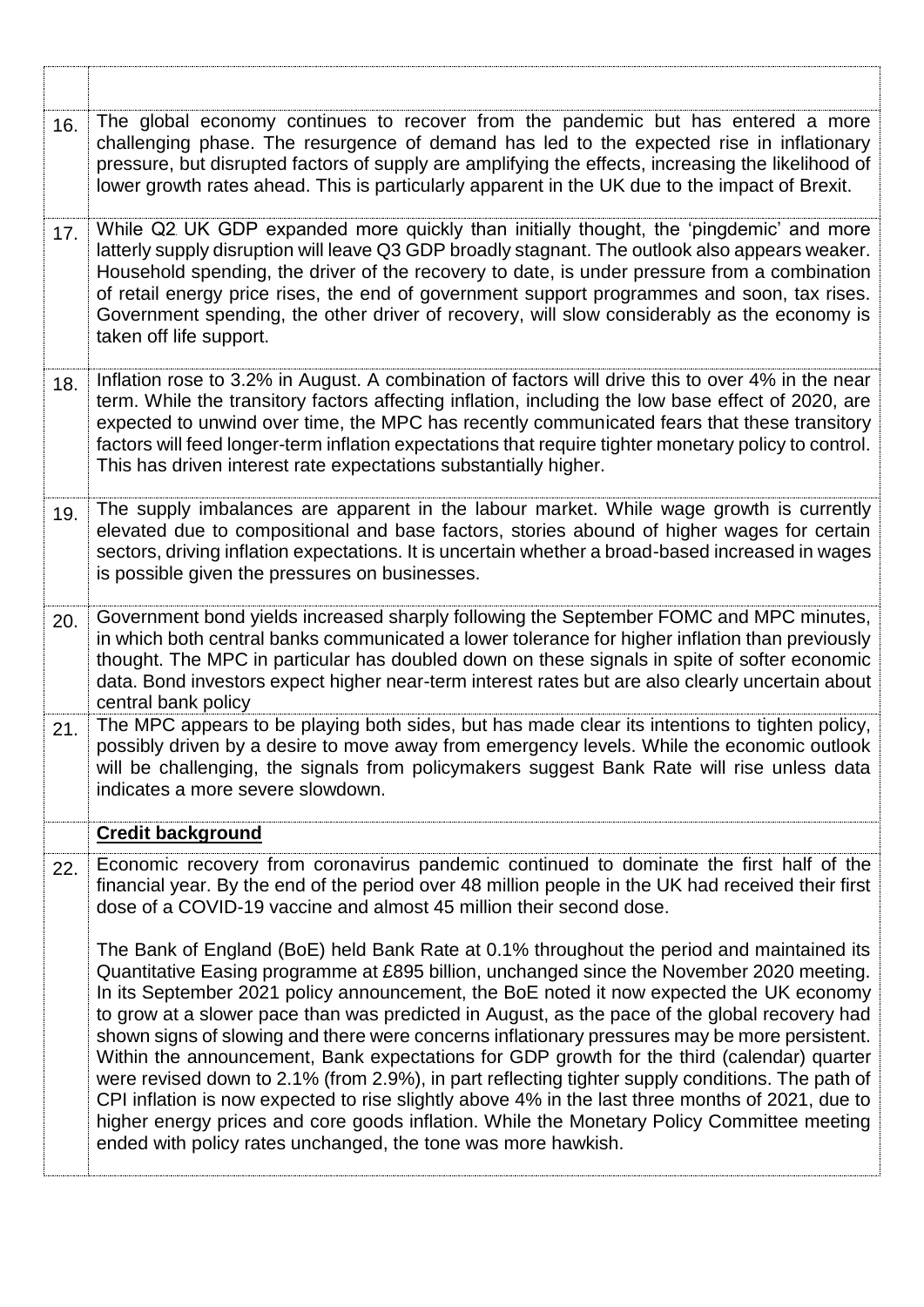| | |
|---|---|
| 16. | The global economy continues to recover from the pandemic but has entered a more challenging phase. The resurgence of demand has led to the expected rise in inflationary pressure, but disrupted factors of supply are amplifying the effects, increasing the likelihood of lower growth rates ahead. This is particularly apparent in the UK due to the impact of Brexit. |
| 17. | While Q2 UK GDP expanded more quickly than initially thought, the 'pingdemic' and more latterly supply disruption will leave Q3 GDP broadly stagnant. The outlook also appears weaker. Household spending, the driver of the recovery to date, is under pressure from a combination of retail energy price rises, the end of government support programmes and soon, tax rises. Government spending, the other driver of recovery, will slow considerably as the economy is taken off life support. |
| 18. | Inflation rose to 3.2% in August. A combination of factors will drive this to over 4% in the near term. While the transitory factors affecting inflation, including the low base effect of 2020, are expected to unwind over time, the MPC has recently communicated fears that these transitory factors will feed longer-term inflation expectations that require tighter monetary policy to control. This has driven interest rate expectations substantially higher. |
| 19. | The supply imbalances are apparent in the labour market. While wage growth is currently elevated due to compositional and base factors, stories abound of higher wages for certain sectors, driving inflation expectations. It is uncertain whether a broad-based increased in wages is possible given the pressures on businesses. |
| 20. | Government bond yields increased sharply following the September FOMC and MPC minutes, in which both central banks communicated a lower tolerance for higher inflation than previously thought. The MPC in particular has doubled down on these signals in spite of softer economic data. Bond investors expect higher near-term interest rates but are also clearly uncertain about central bank policy |
| 21. | The MPC appears to be playing both sides, but has made clear its intentions to tighten policy, possibly driven by a desire to move away from emergency levels. While the economic outlook will be challenging, the signals from policymakers suggest Bank Rate will rise unless data indicates a more severe slowdown. |
| | **Credit background** |
| 22. | Economic recovery from coronavirus pandemic continued to dominate the first half of the financial year. By the end of the period over 48 million people in the UK had received their first dose of a COVID-19 vaccine and almost 45 million their second dose.<br><br>The Bank of England (BoE) held Bank Rate at 0.1% throughout the period and maintained its Quantitative Easing programme at £895 billion, unchanged since the November 2020 meeting. In its September 2021 policy announcement, the BoE noted it now expected the UK economy to grow at a slower pace than was predicted in August, as the pace of the global recovery had shown signs of slowing and there were concerns inflationary pressures may be more persistent. Within the announcement, Bank expectations for GDP growth for the third (calendar) quarter were revised down to 2.1% (from 2.9%), in part reflecting tighter supply conditions. The path of CPI inflation is now expected to rise slightly above 4% in the last three months of 2021, due to higher energy prices and core goods inflation. While the Monetary Policy Committee meeting ended with policy rates unchanged, the tone was more hawkish. |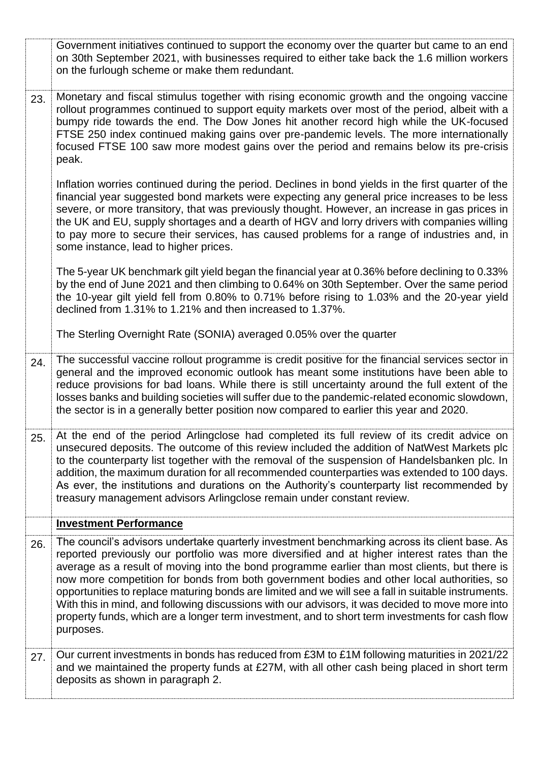Government initiatives continued to support the economy over the quarter but came to an end on 30th September 2021, with businesses required to either take back the 1.6 million workers on the furlough scheme or make them redundant.

23. Monetary and fiscal stimulus together with rising economic growth and the ongoing vaccine rollout programmes continued to support equity markets over most of the period, albeit with a bumpy ride towards the end. The Dow Jones hit another record high while the UK-focused FTSE 250 index continued making gains over pre-pandemic levels. The more internationally focused FTSE 100 saw more modest gains over the period and remains below its pre-crisis peak.

Inflation worries continued during the period. Declines in bond yields in the first quarter of the financial year suggested bond markets were expecting any general price increases to be less severe, or more transitory, that was previously thought. However, an increase in gas prices in the UK and EU, supply shortages and a dearth of HGV and lorry drivers with companies willing to pay more to secure their services, has caused problems for a range of industries and, in some instance, lead to higher prices.

The 5-year UK benchmark gilt yield began the financial year at 0.36% before declining to 0.33% by the end of June 2021 and then climbing to 0.64% on 30th September. Over the same period the 10-year gilt yield fell from 0.80% to 0.71% before rising to 1.03% and the 20-year yield declined from 1.31% to 1.21% and then increased to 1.37%.

The Sterling Overnight Rate (SONIA) averaged 0.05% over the quarter

24. The successful vaccine rollout programme is credit positive for the financial services sector in general and the improved economic outlook has meant some institutions have been able to reduce provisions for bad loans. While there is still uncertainty around the full extent of the losses banks and building societies will suffer due to the pandemic-related economic slowdown, the sector is in a generally better position now compared to earlier this year and 2020.

25. At the end of the period Arlingclose had completed its full review of its credit advice on unsecured deposits. The outcome of this review included the addition of NatWest Markets plc to the counterparty list together with the removal of the suspension of Handelsbanken plc. In addition, the maximum duration for all recommended counterparties was extended to 100 days. As ever, the institutions and durations on the Authority's counterparty list recommended by treasury management advisors Arlingclose remain under constant review.

**Investment Performance**

26. The council's advisors undertake quarterly investment benchmarking across its client base. As reported previously our portfolio was more diversified and at higher interest rates than the average as a result of moving into the bond programme earlier than most clients, but there is now more competition for bonds from both government bodies and other local authorities, so opportunities to replace maturing bonds are limited and we will see a fall in suitable instruments. With this in mind, and following discussions with our advisors, it was decided to move more into property funds, which are a longer term investment, and to short term investments for cash flow purposes.

27. Our current investments in bonds has reduced from £3M to £1M following maturities in 2021/22 and we maintained the property funds at £27M, with all other cash being placed in short term deposits as shown in paragraph 2.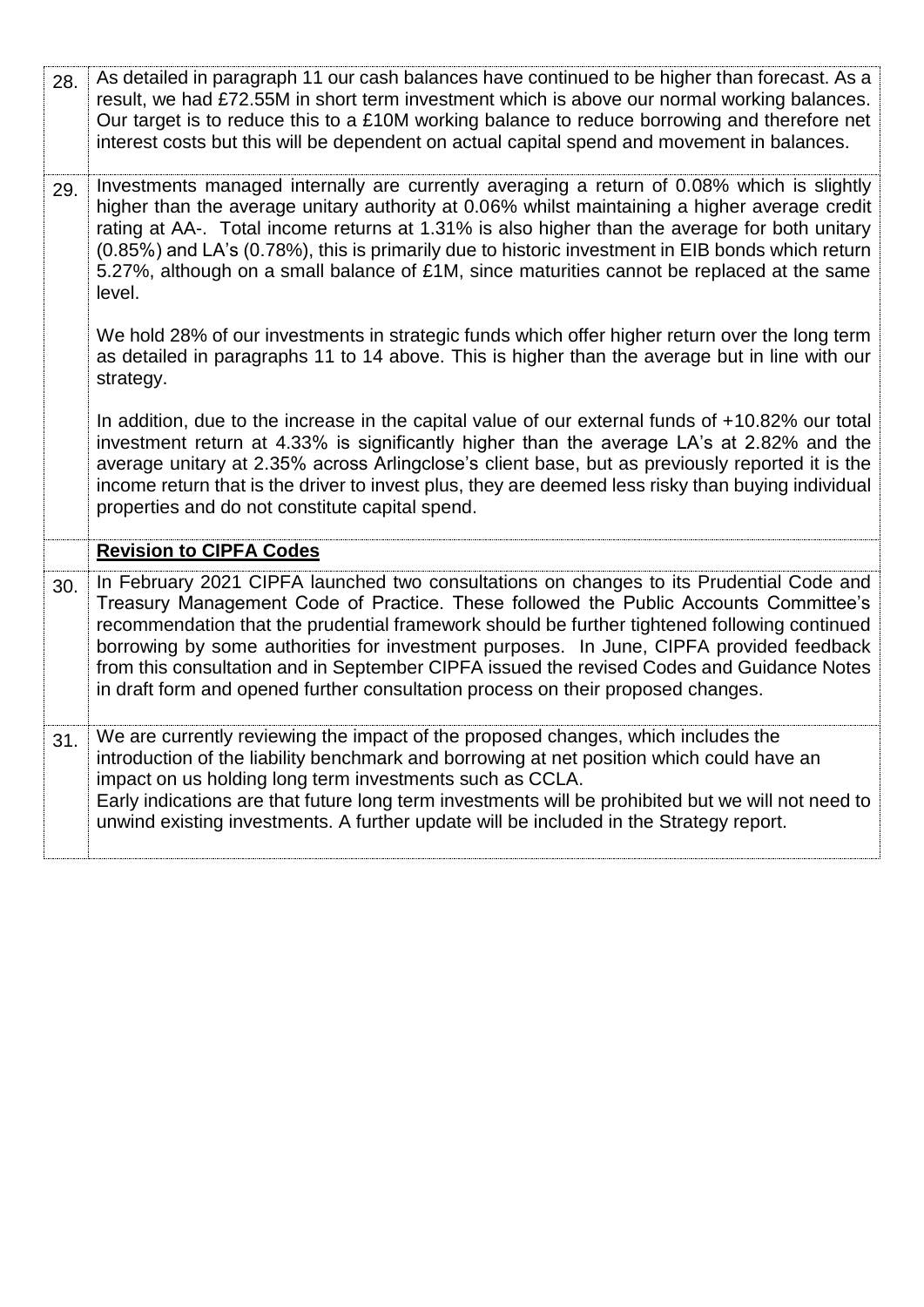| | |
|---|---|
| 28. | As detailed in paragraph 11 our cash balances have continued to be higher than forecast. As a result, we had £72.55M in short term investment which is above our normal working balances. Our target is to reduce this to a £10M working balance to reduce borrowing and therefore net interest costs but this will be dependent on actual capital spend and movement in balances. |
| 29. | Investments managed internally are currently averaging a return of 0.08% which is slightly higher than the average unitary authority at 0.06% whilst maintaining a higher average credit rating at AA-. Total income returns at 1.31% is also higher than the average for both unitary (0.85%) and LA's (0.78%), this is primarily due to historic investment in EIB bonds which return 5.27%, although on a small balance of £1M, since maturities cannot be replaced at the same level.<br><br>We hold 28% of our investments in strategic funds which offer higher return over the long term as detailed in paragraphs 11 to 14 above. This is higher than the average but in line with our strategy.<br><br>In addition, due to the increase in the capital value of our external funds of +10.82% our total investment return at 4.33% is significantly higher than the average LA's at 2.82% and the average unitary at 2.35% across Arlingclose's client base, but as previously reported it is the income return that is the driver to invest plus, they are deemed less risky than buying individual properties and do not constitute capital spend. |
| | **Revision to CIPFA Codes** |
| 30. | In February 2021 CIPFA launched two consultations on changes to its Prudential Code and Treasury Management Code of Practice. These followed the Public Accounts Committee's recommendation that the prudential framework should be further tightened following continued borrowing by some authorities for investment purposes. In June, CIPFA provided feedback from this consultation and in September CIPFA issued the revised Codes and Guidance Notes in draft form and opened further consultation process on their proposed changes. |
| 31. | We are currently reviewing the impact of the proposed changes, which includes the introduction of the liability benchmark and borrowing at net position which could have an impact on us holding long term investments such as CCLA.<br>Early indications are that future long term investments will be prohibited but we will not need to unwind existing investments. A further update will be included in the Strategy report. |